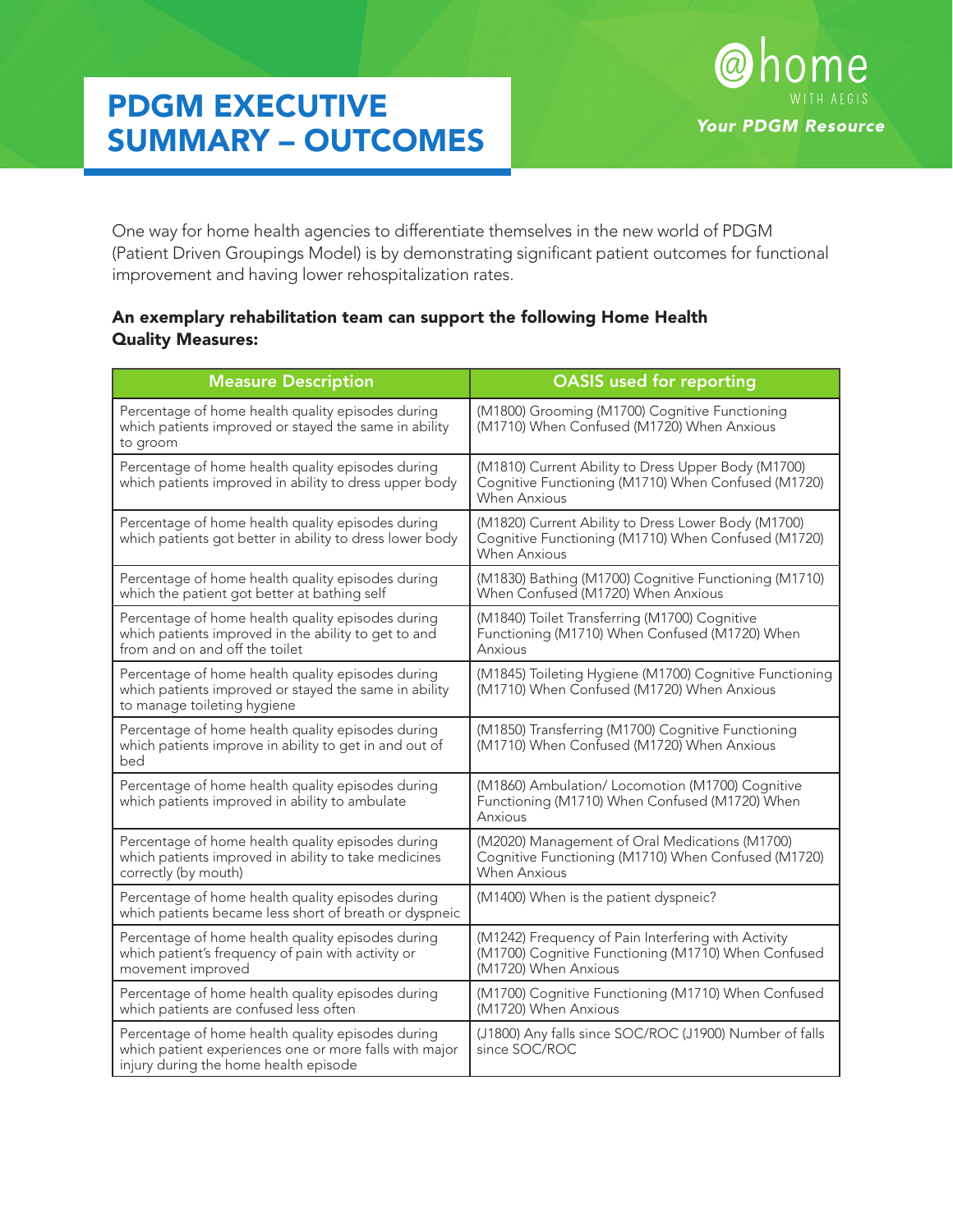# PDGM EXECUTIVE SUMMARY – OUTCOMES

@home WITH AEGIS

*Your PDGM Resource*

One way for home health agencies to differentiate themselves in the new world of PDGM (Patient Driven Groupings Model) is by demonstrating significant patient outcomes for functional improvement and having lower rehospitalization rates.

**An exemplary rehabilitation team can support the following Home Health Quality Measures:**

| Measure Description | OASIS used for reporting |
|---|---|
| Percentage of home health quality episodes during which patients improved or stayed the same in ability to groom | (M1800) Grooming (M1700) Cognitive Functioning (M1710) When Confused (M1720) When Anxious |
| Percentage of home health quality episodes during which patients improved in ability to dress upper body | (M1810) Current Ability to Dress Upper Body (M1700) Cognitive Functioning (M1710) When Confused (M1720) When Anxious |
| Percentage of home health quality episodes during which patients got better in ability to dress lower body | (M1820) Current Ability to Dress Lower Body (M1700) Cognitive Functioning (M1710) When Confused (M1720) When Anxious |
| Percentage of home health quality episodes during which the patient got better at bathing self | (M1830) Bathing (M1700) Cognitive Functioning (M1710) When Confused (M1720) When Anxious |
| Percentage of home health quality episodes during which patients improved in the ability to get to and from and on and off the toilet | (M1840) Toilet Transferring (M1700) Cognitive Functioning (M1710) When Confused (M1720) When Anxious |
| Percentage of home health quality episodes during which patients improved or stayed the same in ability to manage toileting hygiene | (M1845) Toileting Hygiene (M1700) Cognitive Functioning (M1710) When Confused (M1720) When Anxious |
| Percentage of home health quality episodes during which patients improve in ability to get in and out of bed | (M1850) Transferring (M1700) Cognitive Functioning (M1710) When Confused (M1720) When Anxious |
| Percentage of home health quality episodes during which patients improved in ability to ambulate | (M1860) Ambulation/ Locomotion (M1700) Cognitive Functioning (M1710) When Confused (M1720) When Anxious |
| Percentage of home health quality episodes during which patients improved in ability to take medicines correctly (by mouth) | (M2020) Management of Oral Medications (M1700) Cognitive Functioning (M1710) When Confused (M1720) When Anxious |
| Percentage of home health quality episodes during which patients became less short of breath or dyspneic | (M1400) When is the patient dyspneic? |
| Percentage of home health quality episodes during which patient's frequency of pain with activity or movement improved | (M1242) Frequency of Pain Interfering with Activity (M1700) Cognitive Functioning (M1710) When Confused (M1720) When Anxious |
| Percentage of home health quality episodes during which patients are confused less often | (M1700) Cognitive Functioning (M1710) When Confused (M1720) When Anxious |
| Percentage of home health quality episodes during which patient experiences one or more falls with major injury during the home health episode | (J1800) Any falls since SOC/ROC (J1900) Number of falls since SOC/ROC |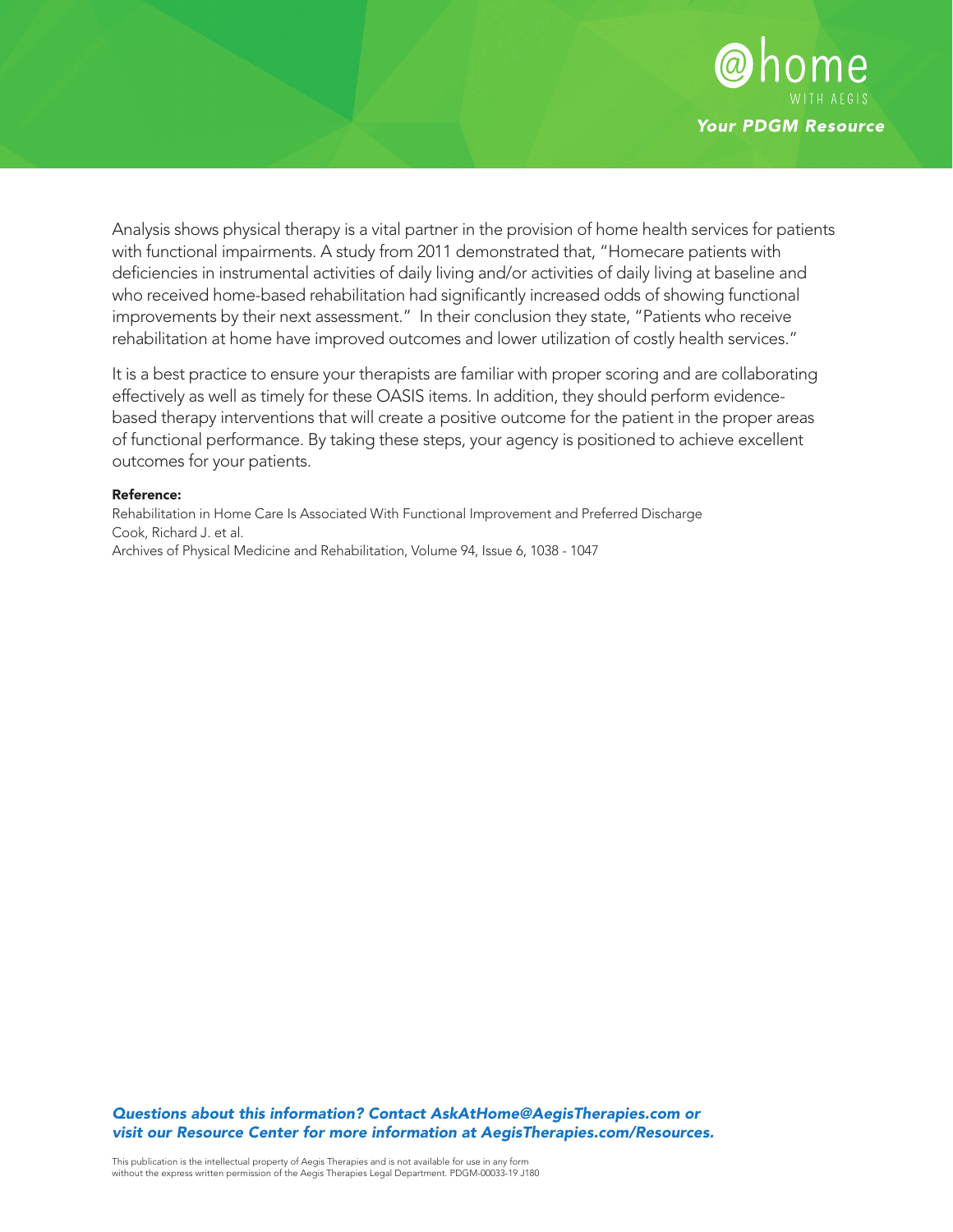Analysis shows physical therapy is a vital partner in the provision of home health services for patients with functional impairments. A study from 2011 demonstrated that, "Homecare patients with deficiencies in instrumental activities of daily living and/or activities of daily living at baseline and who received home-based rehabilitation had significantly increased odds of showing functional improvements by their next assessment." In their conclusion they state, "Patients who receive rehabilitation at home have improved outcomes and lower utilization of costly health services."

It is a best practice to ensure your therapists are familiar with proper scoring and are collaborating effectively as well as timely for these OASIS items. In addition, they should perform evidence-based therapy interventions that will create a positive outcome for the patient in the proper areas of functional performance. By taking these steps, your agency is positioned to achieve excellent outcomes for your patients.

**Reference:**

Rehabilitation in Home Care Is Associated With Functional Improvement and Preferred Discharge
Cook, Richard J. et al.
Archives of Physical Medicine and Rehabilitation, Volume 94, Issue 6, 1038 - 1047

***Questions about this information? Contact AskAtHome@AegisTherapies.com or visit our Resource Center for more information at AegisTherapies.com/Resources.***

This publication is the intellectual property of Aegis Therapies and is not available for use in any form without the express written permission of the Aegis Therapies Legal Department. PDGM-00033-19 J180